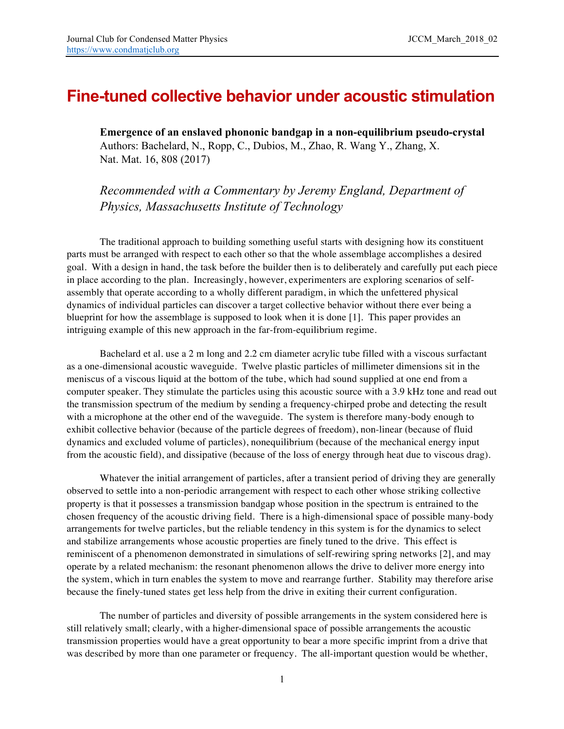# Fine-tuned collective behavior under acoustic stimulation

**Emergence of an enslaved phononic bandgap in a non-equilibrium pseudo-crystal**
Authors: Bachelard, N., Ropp, C., Dubios, M., Zhao, R. Wang Y., Zhang, X.
Nat. Mat. 16, 808 (2017)

*Recommended with a Commentary by Jeremy England, Department of Physics, Massachusetts Institute of Technology*

The traditional approach to building something useful starts with designing how its constituent parts must be arranged with respect to each other so that the whole assemblage accomplishes a desired goal. With a design in hand, the task before the builder then is to deliberately and carefully put each piece in place according to the plan. Increasingly, however, experimenters are exploring scenarios of self-assembly that operate according to a wholly different paradigm, in which the unfettered physical dynamics of individual particles can discover a target collective behavior without there ever being a blueprint for how the assemblage is supposed to look when it is done [1]. This paper provides an intriguing example of this new approach in the far-from-equilibrium regime.

Bachelard et al. use a 2 m long and 2.2 cm diameter acrylic tube filled with a viscous surfactant as a one-dimensional acoustic waveguide. Twelve plastic particles of millimeter dimensions sit in the meniscus of a viscous liquid at the bottom of the tube, which had sound supplied at one end from a computer speaker. They stimulate the particles using this acoustic source with a 3.9 kHz tone and read out the transmission spectrum of the medium by sending a frequency-chirped probe and detecting the result with a microphone at the other end of the waveguide. The system is therefore many-body enough to exhibit collective behavior (because of the particle degrees of freedom), non-linear (because of fluid dynamics and excluded volume of particles), nonequilibrium (because of the mechanical energy input from the acoustic field), and dissipative (because of the loss of energy through heat due to viscous drag).

Whatever the initial arrangement of particles, after a transient period of driving they are generally observed to settle into a non-periodic arrangement with respect to each other whose striking collective property is that it possesses a transmission bandgap whose position in the spectrum is entrained to the chosen frequency of the acoustic driving field. There is a high-dimensional space of possible many-body arrangements for twelve particles, but the reliable tendency in this system is for the dynamics to select and stabilize arrangements whose acoustic properties are finely tuned to the drive. This effect is reminiscent of a phenomenon demonstrated in simulations of self-rewiring spring networks [2], and may operate by a related mechanism: the resonant phenomenon allows the drive to deliver more energy into the system, which in turn enables the system to move and rearrange further. Stability may therefore arise because the finely-tuned states get less help from the drive in exiting their current configuration.

The number of particles and diversity of possible arrangements in the system considered here is still relatively small; clearly, with a higher-dimensional space of possible arrangements the acoustic transmission properties would have a great opportunity to bear a more specific imprint from a drive that was described by more than one parameter or frequency. The all-important question would be whether,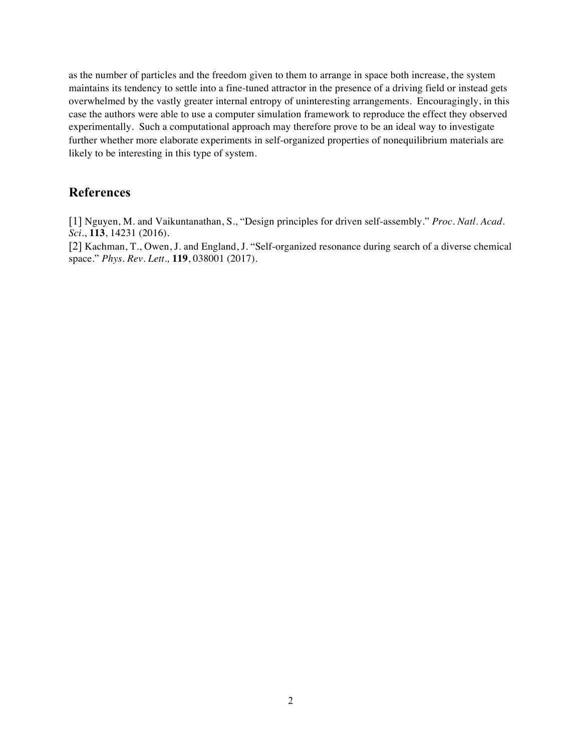as the number of particles and the freedom given to them to arrange in space both increase, the system maintains its tendency to settle into a fine-tuned attractor in the presence of a driving field or instead gets overwhelmed by the vastly greater internal entropy of uninteresting arrangements. Encouragingly, in this case the authors were able to use a computer simulation framework to reproduce the effect they observed experimentally. Such a computational approach may therefore prove to be an ideal way to investigate further whether more elaborate experiments in self-organized properties of nonequilibrium materials are likely to be interesting in this type of system.

## References

[1] Nguyen, M. and Vaikuntanathan, S., "Design principles for driven self-assembly." *Proc. Natl. Acad. Sci.*, **113**, 14231 (2016).

[2] Kachman, T., Owen, J. and England, J. "Self-organized resonance during search of a diverse chemical space." *Phys. Rev. Lett.,* **119**, 038001 (2017).